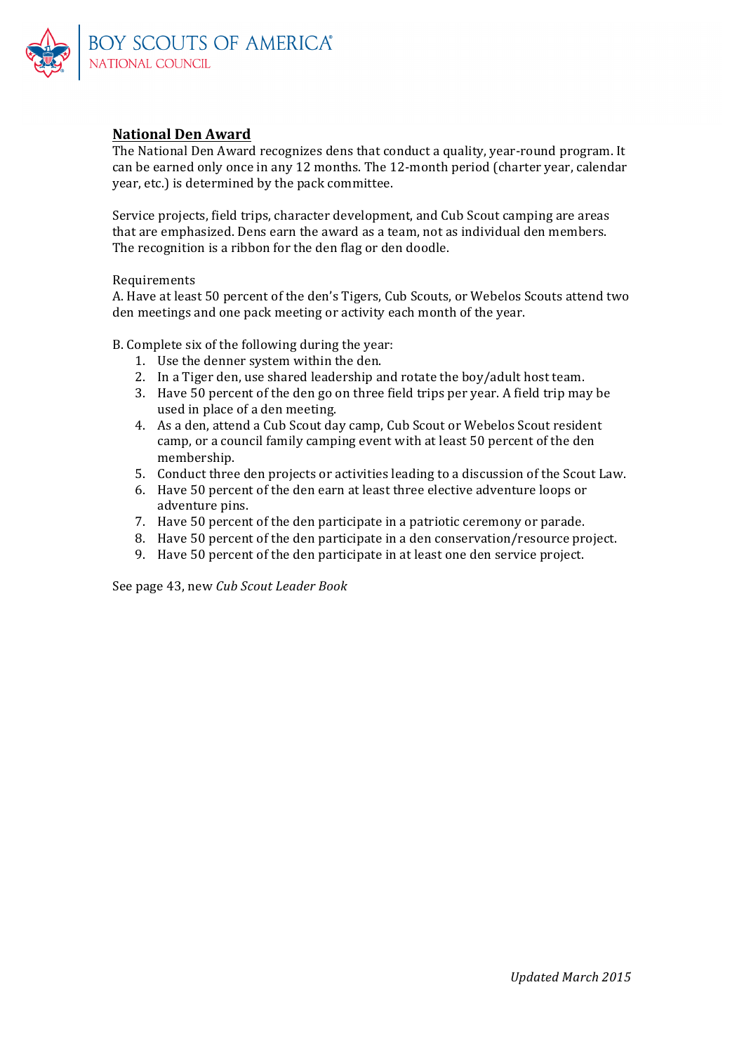BOY SCOUTS OF AMERICA®
NATIONAL COUNCIL

## National Den Award

The National Den Award recognizes dens that conduct a quality, year-round program. It can be earned only once in any 12 months. The 12-month period (charter year, calendar year, etc.) is determined by the pack committee.

Service projects, field trips, character development, and Cub Scout camping are areas that are emphasized. Dens earn the award as a team, not as individual den members. The recognition is a ribbon for the den flag or den doodle.

Requirements

A. Have at least 50 percent of the den's Tigers, Cub Scouts, or Webelos Scouts attend two den meetings and one pack meeting or activity each month of the year.

B. Complete six of the following during the year:

1. Use the denner system within the den.
2. In a Tiger den, use shared leadership and rotate the boy/adult host team.
3. Have 50 percent of the den go on three field trips per year. A field trip may be used in place of a den meeting.
4. As a den, attend a Cub Scout day camp, Cub Scout or Webelos Scout resident camp, or a council family camping event with at least 50 percent of the den membership.
5. Conduct three den projects or activities leading to a discussion of the Scout Law.
6. Have 50 percent of the den earn at least three elective adventure loops or adventure pins.
7. Have 50 percent of the den participate in a patriotic ceremony or parade.
8. Have 50 percent of the den participate in a den conservation/resource project.
9. Have 50 percent of the den participate in at least one den service project.

See page 43, new *Cub Scout Leader Book*

*Updated March 2015*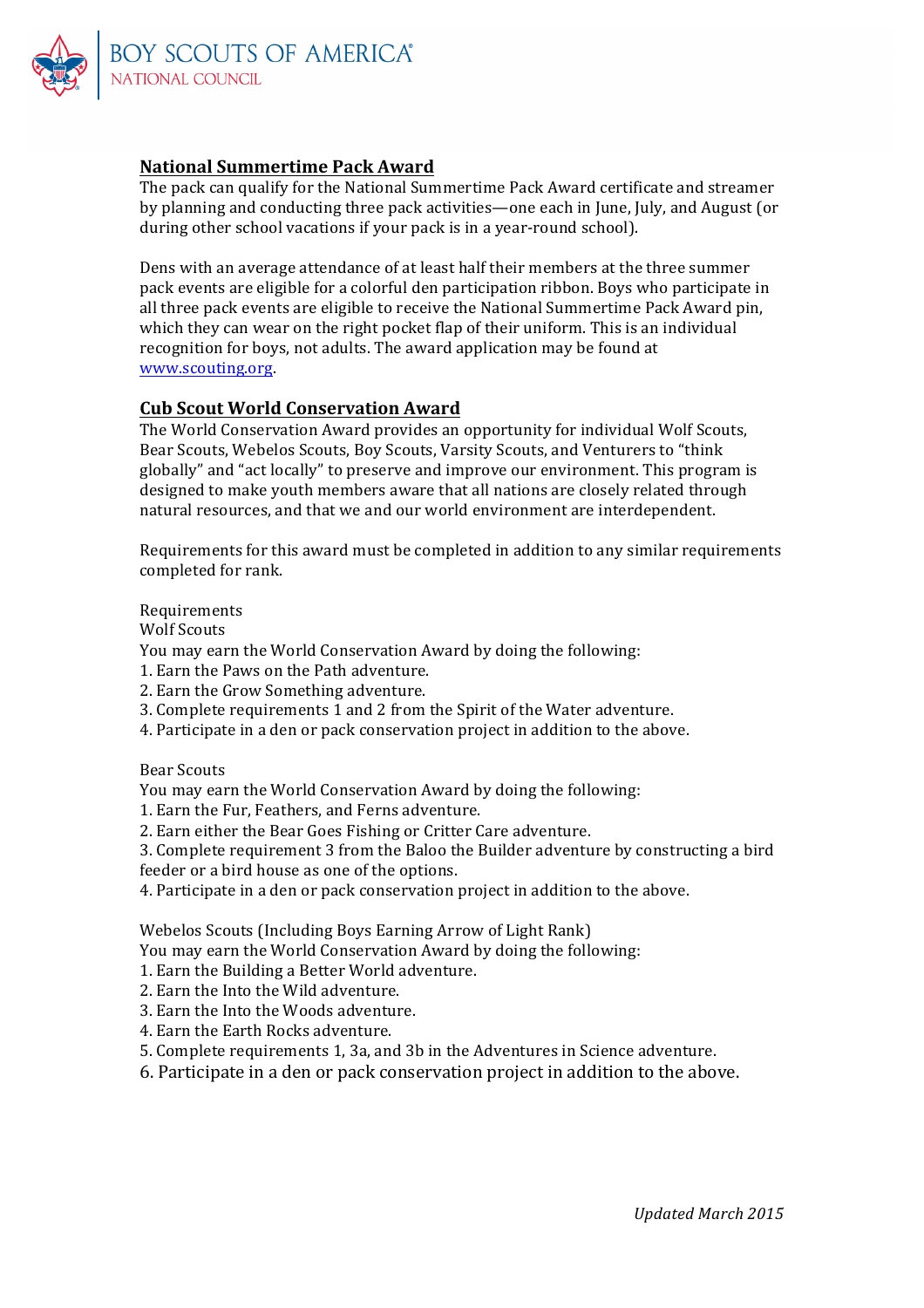## National Summertime Pack Award

The pack can qualify for the National Summertime Pack Award certificate and streamer by planning and conducting three pack activities—one each in June, July, and August (or during other school vacations if your pack is in a year-round school).

Dens with an average attendance of at least half their members at the three summer pack events are eligible for a colorful den participation ribbon. Boys who participate in all three pack events are eligible to receive the National Summertime Pack Award pin, which they can wear on the right pocket flap of their uniform. This is an individual recognition for boys, not adults. The award application may be found at www.scouting.org.

## Cub Scout World Conservation Award

The World Conservation Award provides an opportunity for individual Wolf Scouts, Bear Scouts, Webelos Scouts, Boy Scouts, Varsity Scouts, and Venturers to "think globally" and "act locally" to preserve and improve our environment. This program is designed to make youth members aware that all nations are closely related through natural resources, and that we and our world environment are interdependent.

Requirements for this award must be completed in addition to any similar requirements completed for rank.

Requirements

Wolf Scouts

You may earn the World Conservation Award by doing the following:

1. Earn the Paws on the Path adventure.
2. Earn the Grow Something adventure.
3. Complete requirements 1 and 2 from the Spirit of the Water adventure.
4. Participate in a den or pack conservation project in addition to the above.

Bear Scouts

You may earn the World Conservation Award by doing the following:

1. Earn the Fur, Feathers, and Ferns adventure.
2. Earn either the Bear Goes Fishing or Critter Care adventure.
3. Complete requirement 3 from the Baloo the Builder adventure by constructing a bird feeder or a bird house as one of the options.
4. Participate in a den or pack conservation project in addition to the above.

Webelos Scouts (Including Boys Earning Arrow of Light Rank)

You may earn the World Conservation Award by doing the following:

1. Earn the Building a Better World adventure.
2. Earn the Into the Wild adventure.
3. Earn the Into the Woods adventure.
4. Earn the Earth Rocks adventure.
5. Complete requirements 1, 3a, and 3b in the Adventures in Science adventure.
6. Participate in a den or pack conservation project in addition to the above.

*Updated March 2015*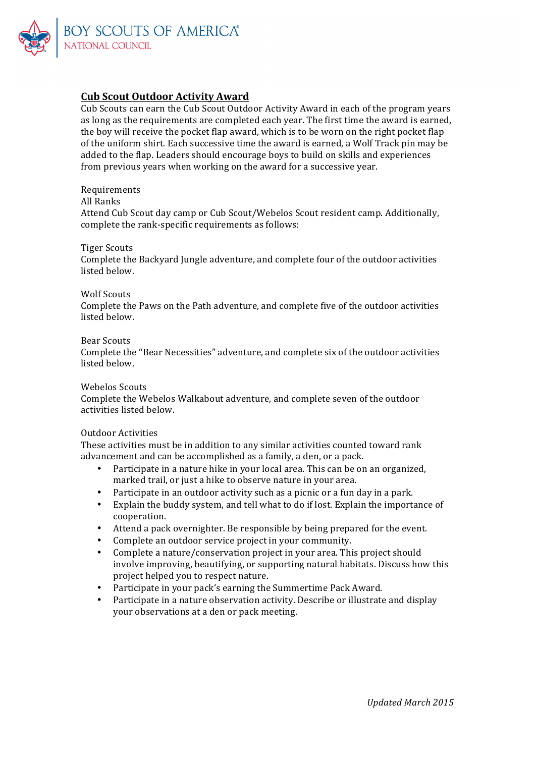## Cub Scout Outdoor Activity Award

Cub Scouts can earn the Cub Scout Outdoor Activity Award in each of the program years as long as the requirements are completed each year. The first time the award is earned, the boy will receive the pocket flap award, which is to be worn on the right pocket flap of the uniform shirt. Each successive time the award is earned, a Wolf Track pin may be added to the flap. Leaders should encourage boys to build on skills and experiences from previous years when working on the award for a successive year.

Requirements

All Ranks

Attend Cub Scout day camp or Cub Scout/Webelos Scout resident camp. Additionally, complete the rank-specific requirements as follows:

Tiger Scouts

Complete the Backyard Jungle adventure, and complete four of the outdoor activities listed below.

Wolf Scouts

Complete the Paws on the Path adventure, and complete five of the outdoor activities listed below.

Bear Scouts

Complete the "Bear Necessities" adventure, and complete six of the outdoor activities listed below.

Webelos Scouts

Complete the Webelos Walkabout adventure, and complete seven of the outdoor activities listed below.

Outdoor Activities

These activities must be in addition to any similar activities counted toward rank advancement and can be accomplished as a family, a den, or a pack.

- Participate in a nature hike in your local area. This can be on an organized, marked trail, or just a hike to observe nature in your area.
- Participate in an outdoor activity such as a picnic or a fun day in a park.
- Explain the buddy system, and tell what to do if lost. Explain the importance of cooperation.
- Attend a pack overnighter. Be responsible by being prepared for the event.
- Complete an outdoor service project in your community.
- Complete a nature/conservation project in your area. This project should involve improving, beautifying, or supporting natural habitats. Discuss how this project helped you to respect nature.
- Participate in your pack's earning the Summertime Pack Award.
- Participate in a nature observation activity. Describe or illustrate and display your observations at a den or pack meeting.

*Updated March 2015*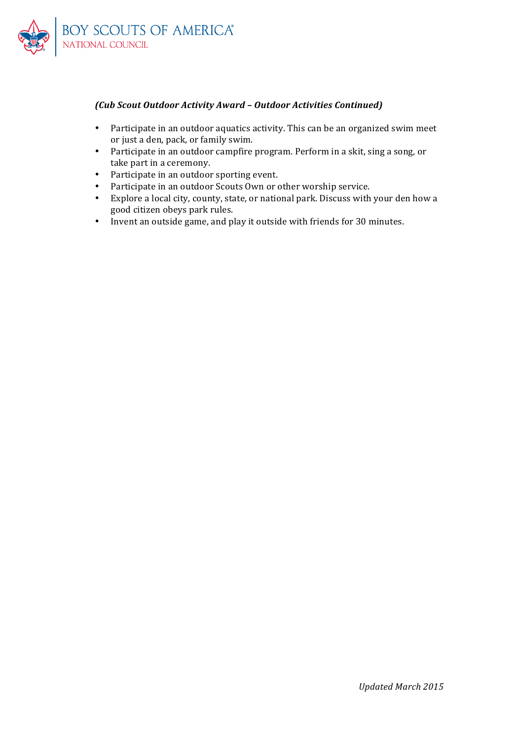*(Cub Scout Outdoor Activity Award – Outdoor Activities Continued)*

- Participate in an outdoor aquatics activity. This can be an organized swim meet or just a den, pack, or family swim.
- Participate in an outdoor campfire program. Perform in a skit, sing a song, or take part in a ceremony.
- Participate in an outdoor sporting event.
- Participate in an outdoor Scouts Own or other worship service.
- Explore a local city, county, state, or national park. Discuss with your den how a good citizen obeys park rules.
- Invent an outside game, and play it outside with friends for 30 minutes.

*Updated March 2015*